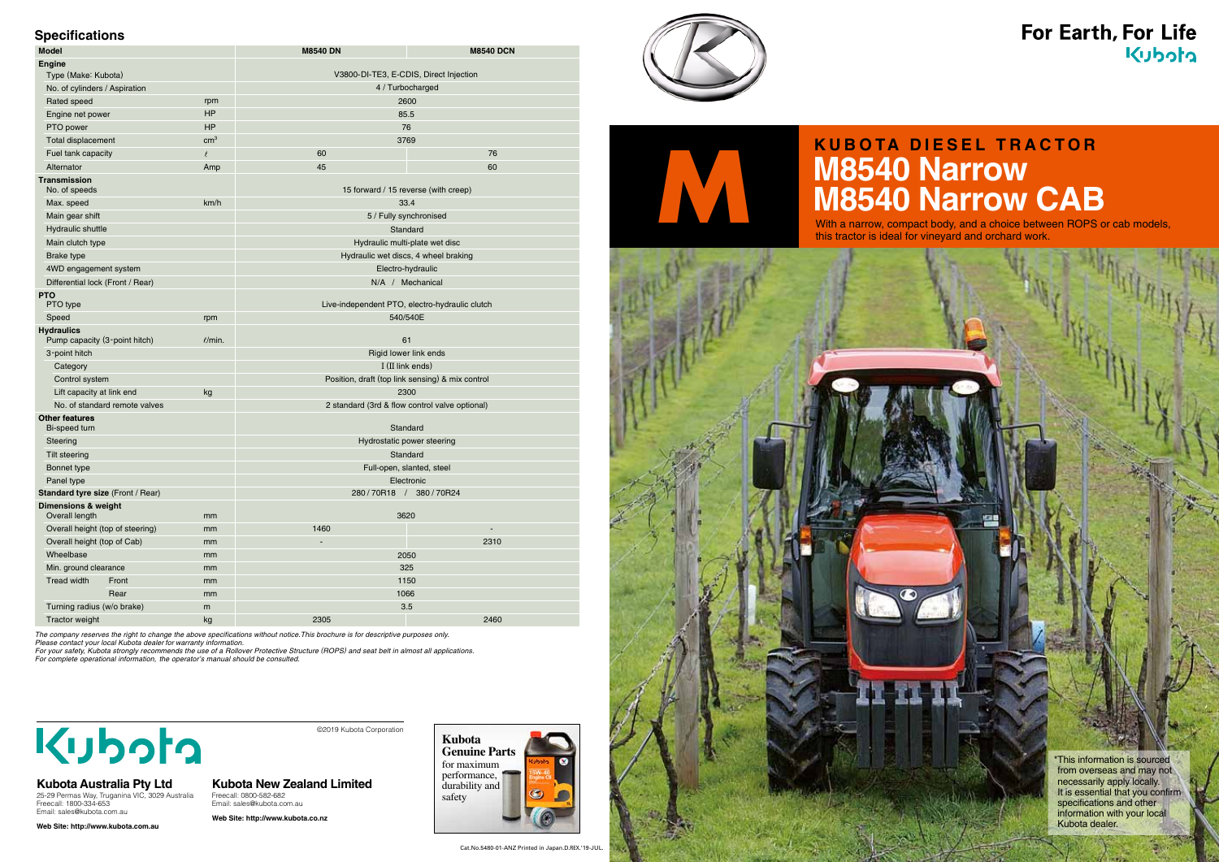# For Earth, For Life

Kubota

## KUBOTA DIESEL TRACTOR

# M8540 Narrow
# M8540 Narrow CAB

With a narrow, compact body, and a choice between ROPS or cab models, this tractor is ideal for vineyard and orchard work.

## Specifications

| Model | | M8540 DN | M8540 DCN |
|---|---|---|---|
| **Engine** | | | |
| Type (Make: Kubota) | | V3800-DI-TE3, E-CDIS, Direct Injection | |
| No. of cylinders / Aspiration | | 4 / Turbocharged | |
| Rated speed | rpm | 2600 | |
| Engine net power | HP | 85.5 | |
| PTO power | HP | 76 | |
| Total displacement | $cm^3$ | 3769 | |
| Fuel tank capacity | ℓ | 60 | 76 |
| Alternator | Amp | 45 | 60 |
| **Transmission** | | | |
| No. of speeds | | 15 forward / 15 reverse (with creep) | |
| Max. speed | km/h | 33.4 | |
| Main gear shift | | 5 / Fully synchronised | |
| Hydraulic shuttle | | Standard | |
| Main clutch type | | Hydraulic multi-plate wet disc | |
| Brake type | | Hydraulic wet discs, 4 wheel braking | |
| 4WD engagement system | | Electro-hydraulic | |
| Differential lock (Front / Rear) | | N/A / Mechanical | |
| **PTO** | | | |
| PTO type | | Live-independent PTO, electro-hydraulic clutch | |
| Speed | rpm | 540/540E | |
| **Hydraulics** | | | |
| Pump capacity (3-point hitch) | ℓ/min. | 61 | |
| 3-point hitch | | Rigid lower link ends | |
| Category | | I (II link ends) | |
| Control system | | Position, draft (top link sensing) & mix control | |
| Lift capacity at link end | kg | 2300 | |
| No. of standard remote valves | | 2 standard (3rd & flow control valve optional) | |
| **Other features** | | | |
| Bi-speed turn | | Standard | |
| Steering | | Hydrostatic power steering | |
| Tilt steering | | Standard | |
| Bonnet type | | Full-open, slanted, steel | |
| Panel type | | Electronic | |
| **Standard tyre size** (Front / Rear) | | 280 / 70R18 / 380 / 70R24 | |
| **Dimensions & weight** | | | |
| Overall length | mm | 3620 | |
| Overall height (top of steering) | mm | 1460 | - |
| Overall height (top of Cab) | mm | - | 2310 |
| Wheelbase | mm | 2050 | |
| Min. ground clearance | mm | 325 | |
| Tread width — Front | mm | 1150 | |
| Tread width — Rear | mm | 1066 | |
| Turning radius (w/o brake) | m | 3.5 | |
| Tractor weight | kg | 2305 | 2460 |

*The company reserves the right to change the above specifications without notice. This brochure is for descriptive purposes only.*
*Please contact your local Kubota dealer for warranty information.*
*For your safety, Kubota strongly recommends the use of a Rollover Protective Structure (ROPS) and seat belt in almost all applications.*
*For complete operational information, the operator's manual should be consulted.*

*This information is sourced from overseas and may not necessarily apply locally. It is essential that you confirm specifications and other information with your local Kubota dealer.

**Kubota Genuine Parts** for maximum performance, durability and safety

Kubota

©2019 Kubota Corporation

**Kubota Australia Pty Ltd**
25-29 Permas Way, Truganina VIC, 3029 Australia
Freecall: 1800-334-653
Email: sales@kubota.com.au

**Web Site: http://www.kubota.com.au**

**Kubota New Zealand Limited**
Freecall: 0800-582-682
Email: sales@kubota.com.au

**Web Site: http://www.kubota.co.nz**

Cat.No.5480-01-ANZ Printed in Japan.D.REX.'19-JUL.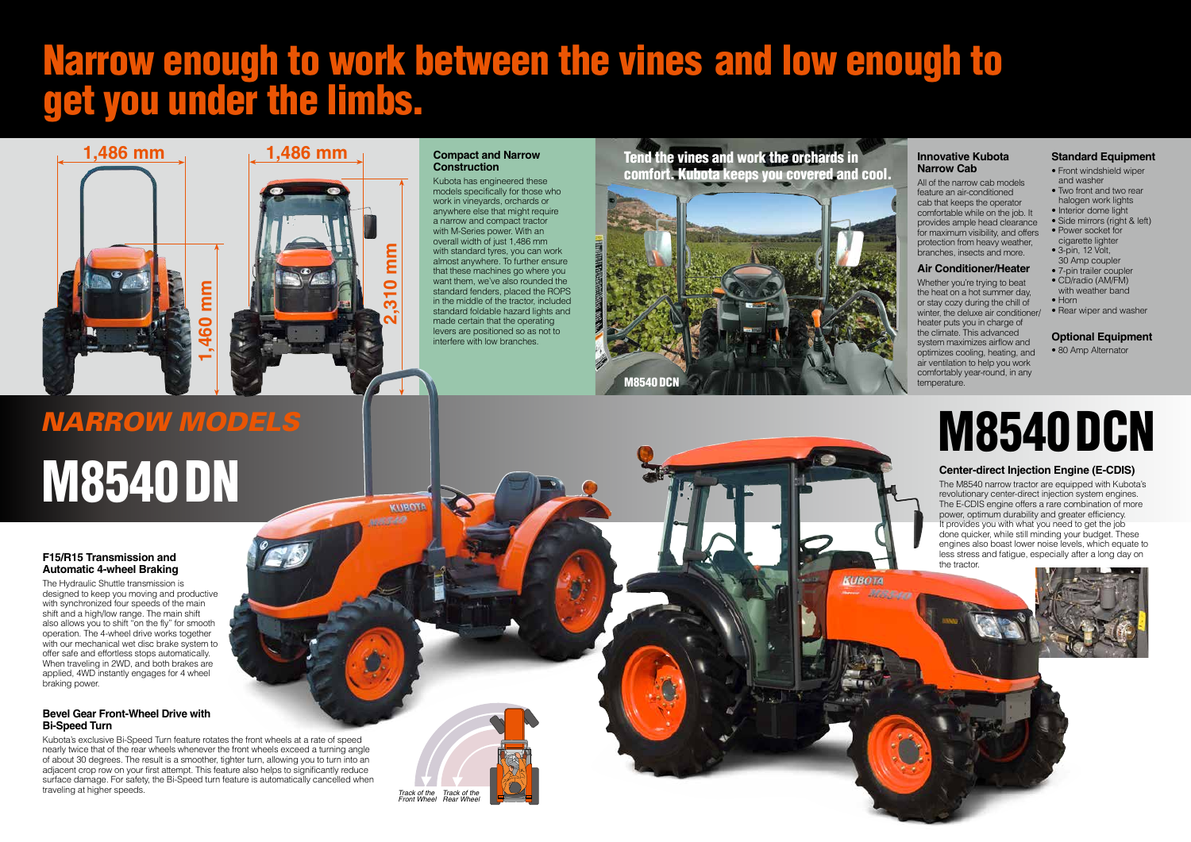# Narrow enough to work between the vines and low enough to get you under the limbs.

1,486 mm

1,460 mm

1,486 mm

2,310 mm

### Compact and Narrow Construction

Kubota has engineered these models specifically for those who work in vineyards, orchards or anywhere else that might require a narrow and compact tractor with M-Series power. With an overall width of just 1,486 mm with standard tyres, you can work almost anywhere. To further ensure that these machines go where you want them, we've also rounded the standard fenders, placed the ROPS in the middle of the tractor, included standard foldable hazard lights and made certain that the operating levers are positioned so as not to interfere with low branches.

**Tend the vines and work the orchards in comfort. Kubota keeps you covered and cool.**

M8540 DCN

### Innovative Kubota Narrow Cab

All of the narrow cab models feature an air-conditioned cab that keeps the operator comfortable while on the job. It provides ample head clearance for maximum visibility, and offers protection from heavy weather, branches, insects and more.

### Air Conditioner/Heater

Whether you're trying to beat the heat on a hot summer day, or stay cozy during the chill of winter, the deluxe air conditioner/heater puts you in charge of the climate. This advanced system maximizes airflow and optimizes cooling, heating, and air ventilation to help you work comfortably year-round, in any temperature.

### Standard Equipment

- Front windshield wiper and washer
- Two front and two rear halogen work lights
- Interior dome light
- Side mirrors (right & left)
- Power socket for cigarette lighter
- 3-pin, 12 Volt, 30 Amp coupler
- 7-pin trailer coupler
- CD/radio (AM/FM) with weather band
- Horn
- Rear wiper and washer

### Optional Equipment

- 80 Amp Alternator

## *NARROW MODELS*

# M8540 DN

### F15/R15 Transmission and Automatic 4-wheel Braking

The Hydraulic Shuttle transmission is designed to keep you moving and productive with synchronized four speeds of the main shift and a high/low range. The main shift also allows you to shift "on the fly" for smooth operation. The 4-wheel drive works together with our mechanical wet disc brake system to offer safe and effortless stops automatically. When traveling in 2WD, and both brakes are applied, 4WD instantly engages for 4 wheel braking power.

### Bevel Gear Front-Wheel Drive with Bi-Speed Turn

Kubota's exclusive Bi-Speed Turn feature rotates the front wheels at a rate of speed nearly twice that of the rear wheels whenever the front wheels exceed a turning angle of about 30 degrees. The result is a smoother, tighter turn, allowing you to turn into an adjacent crop row on your first attempt. This feature also helps to significantly reduce surface damage. For safety, the Bi-Speed turn feature is automatically cancelled when traveling at higher speeds.

*Track of the Front Wheel*

*Track of the Rear Wheel*

# M8540 DCN

### Center-direct Injection Engine (E-CDIS)

The M8540 narrow tractor are equipped with Kubota's revolutionary center-direct injection system engines. The E-CDIS engine offers a rare combination of more power, optimum durability and greater efficiency. It provides you with what you need to get the job done quicker, while still minding your budget. These engines also boast lower noise levels, which equate to less stress and fatigue, especially after a long day on the tractor.